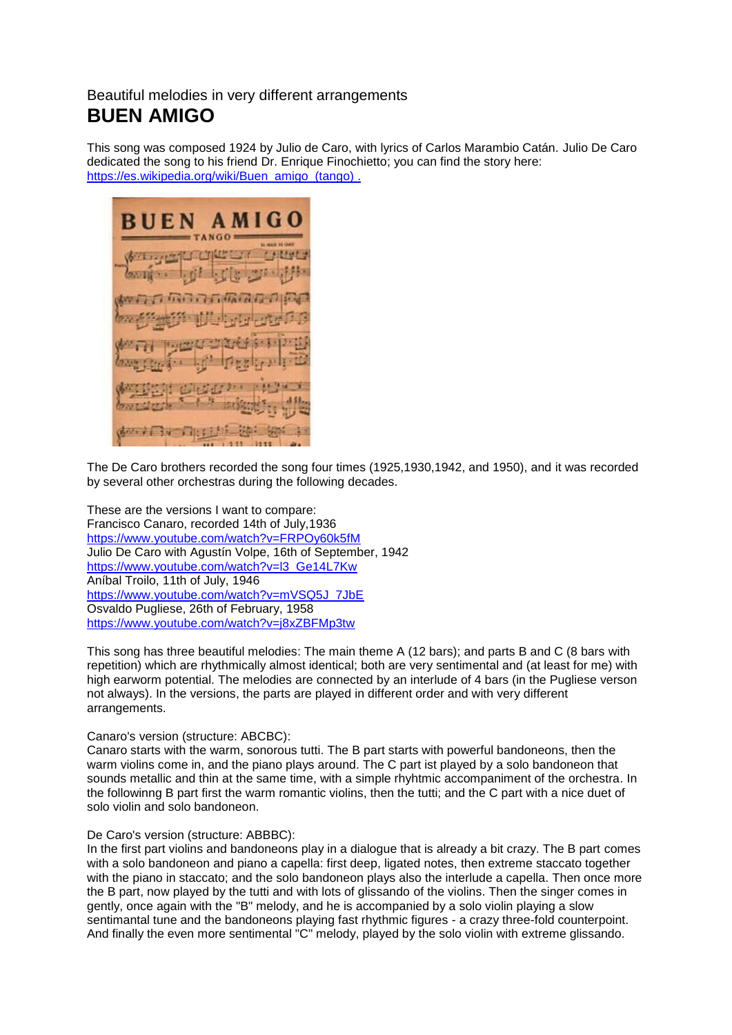Beautiful melodies in very different arrangements

# BUEN AMIGO

This song was composed 1924 by Julio de Caro, with lyrics of Carlos Marambio Catán. Julio De Caro dedicated the song to his friend Dr. Enrique Finochietto; you can find the story here: https://es.wikipedia.org/wiki/Buen_amigo_(tango) .

The De Caro brothers recorded the song four times (1925,1930,1942, and 1950), and it was recorded by several other orchestras during the following decades.

These are the versions I want to compare:
Francisco Canaro, recorded 14th of July,1936
https://www.youtube.com/watch?v=FRPOy60k5fM
Julio De Caro with Agustín Volpe, 16th of September, 1942
https://www.youtube.com/watch?v=l3_Ge14L7Kw
Aníbal Troilo, 11th of July, 1946
https://www.youtube.com/watch?v=mVSQ5J_7JbE
Osvaldo Pugliese, 26th of February, 1958
https://www.youtube.com/watch?v=j8xZBFMp3tw

This song has three beautiful melodies: The main theme A (12 bars); and parts B and C (8 bars with repetition) which are rhythmically almost identical; both are very sentimental and (at least for me) with high earworm potential. The melodies are connected by an interlude of 4 bars (in the Pugliese verson not always). In the versions, the parts are played in different order and with very different arrangements.

Canaro's version (structure: ABCBC):
Canaro starts with the warm, sonorous tutti. The B part starts with powerful bandoneons, then the warm violins come in, and the piano plays around. The C part ist played by a solo bandoneon that sounds metallic and thin at the same time, with a simple rhyhtmic accompaniment of the orchestra. In the followinng B part first the warm romantic violins, then the tutti; and the C part with a nice duet of solo violin and solo bandoneon.

De Caro's version (structure: ABBBC):
In the first part violins and bandoneons play in a dialogue that is already a bit crazy. The B part comes with a solo bandoneon and piano a capella: first deep, ligated notes, then extreme staccato together with the piano in staccato; and the solo bandoneon plays also the interlude a capella. Then once more the B part, now played by the tutti and with lots of glissando of the violins. Then the singer comes in gently, once again with the "B" melody, and he is accompanied by a solo violin playing a slow sentimantal tune and the bandoneons playing fast rhythmic figures - a crazy three-fold counterpoint. And finally the even more sentimental "C" melody, played by the solo violin with extreme glissando.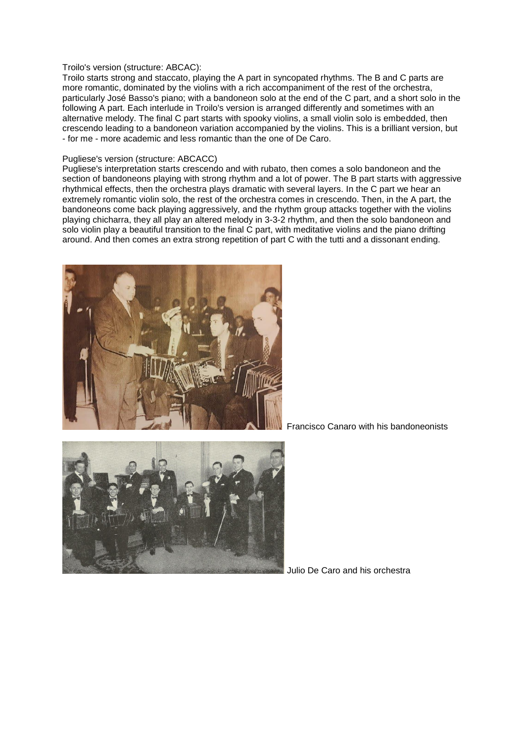Troilo's version (structure: ABCAC):

Troilo starts strong and staccato, playing the A part in syncopated rhythms. The B and C parts are more romantic, dominated by the violins with a rich accompaniment of the rest of the orchestra, particularly José Basso's piano; with a bandoneon solo at the end of the C part, and a short solo in the following A part. Each interlude in Troilo's version is arranged differently and sometimes with an alternative melody. The final C part starts with spooky violins, a small violin solo is embedded, then crescendo leading to a bandoneon variation accompanied by the violins. This is a brilliant version, but - for me - more academic and less romantic than the one of De Caro.

Pugliese's version (structure: ABCACC)

Pugliese's interpretation starts crescendo and with rubato, then comes a solo bandoneon and the section of bandoneons playing with strong rhythm and a lot of power. The B part starts with aggressive rhythmical effects, then the orchestra plays dramatic with several layers. In the C part we hear an extremely romantic violin solo, the rest of the orchestra comes in crescendo. Then, in the A part, the bandoneons come back playing aggressively, and the rhythm group attacks together with the violins playing chicharra, they all play an altered melody in 3-3-2 rhythm, and then the solo bandoneon and solo violin play a beautiful transition to the final C part, with meditative violins and the piano drifting around. And then comes an extra strong repetition of part C with the tutti and a dissonant ending.

Francisco Canaro with his bandoneonists

Julio De Caro and his orchestra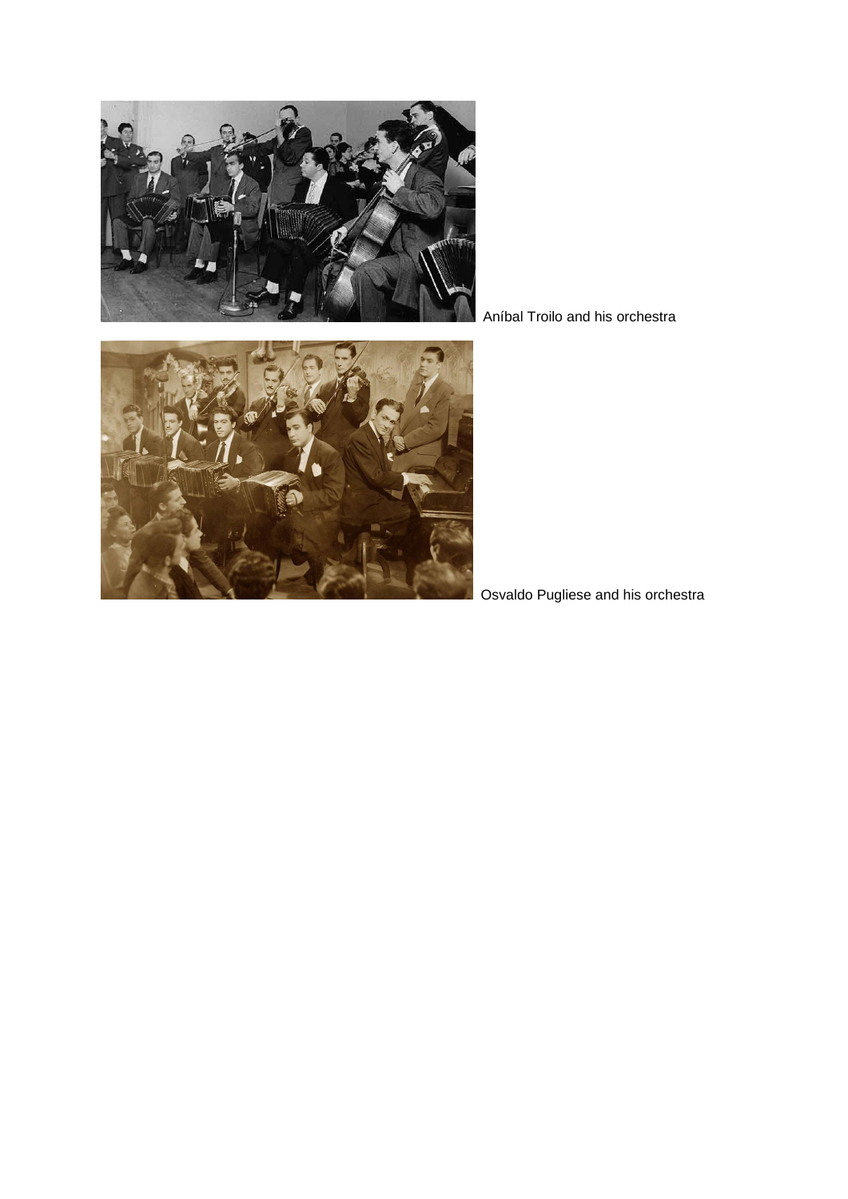Aníbal Troilo and his orchestra

Osvaldo Pugliese and his orchestra